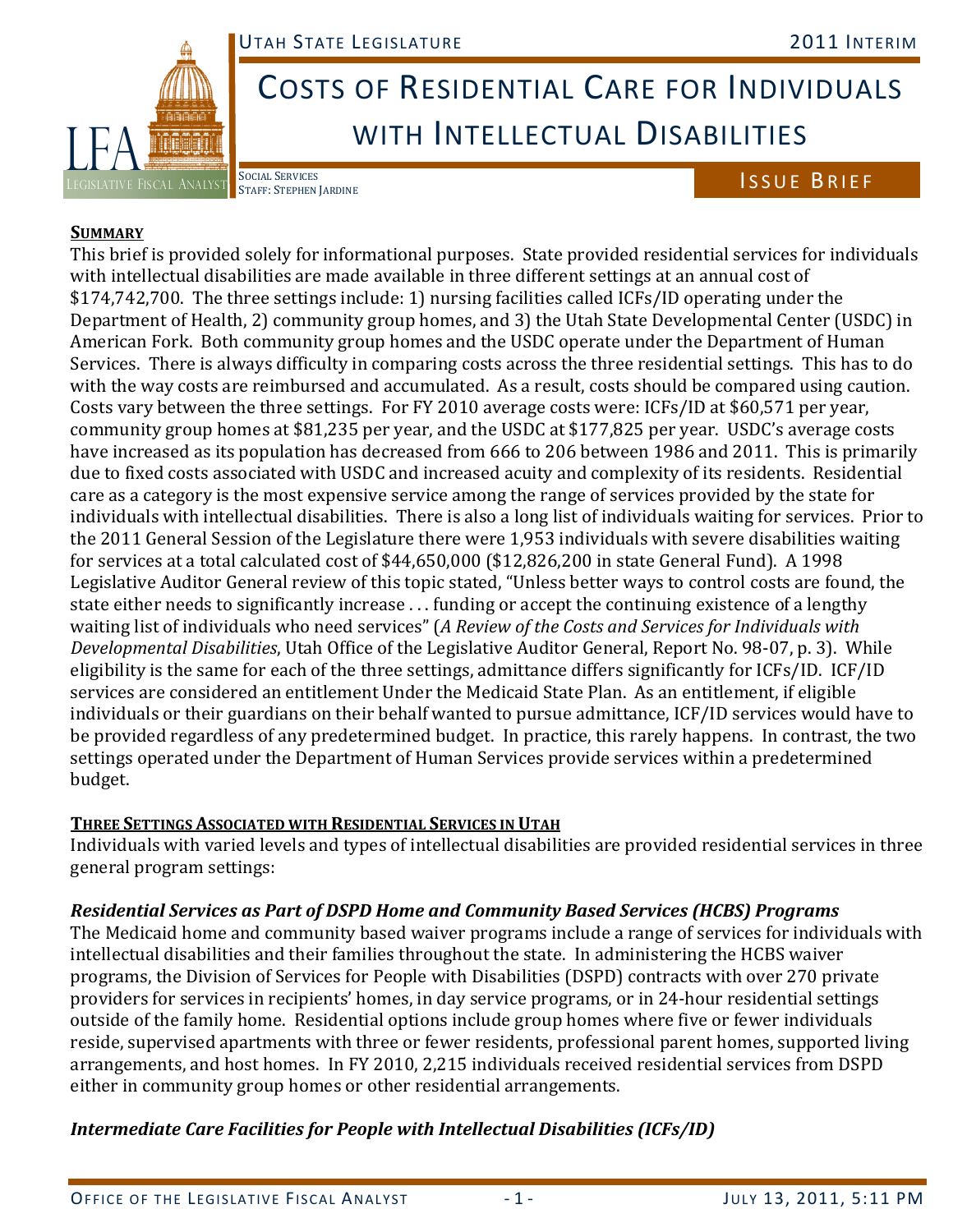# Costs of Residential Care for Individuals with Intellectual Disabilities

Social Services
Staff: Stephen Jardine

**Issue Brief**

## Summary

This brief is provided solely for informational purposes. State provided residential services for individuals with intellectual disabilities are made available in three different settings at an annual cost of $174,742,700. The three settings include: 1) nursing facilities called ICFs/ID operating under the Department of Health, 2) community group homes, and 3) the Utah State Developmental Center (USDC) in American Fork. Both community group homes and the USDC operate under the Department of Human Services. There is always difficulty in comparing costs across the three residential settings. This has to do with the way costs are reimbursed and accumulated. As a result, costs should be compared using caution. Costs vary between the three settings. For FY 2010 average costs were: ICFs/ID at $60,571 per year, community group homes at $81,235 per year, and the USDC at $177,825 per year. USDC's average costs have increased as its population has decreased from 666 to 206 between 1986 and 2011. This is primarily due to fixed costs associated with USDC and increased acuity and complexity of its residents. Residential care as a category is the most expensive service among the range of services provided by the state for individuals with intellectual disabilities. There is also a long list of individuals waiting for services. Prior to the 2011 General Session of the Legislature there were 1,953 individuals with severe disabilities waiting for services at a total calculated cost of $44,650,000 ($12,826,200 in state General Fund). A 1998 Legislative Auditor General review of this topic stated, "Unless better ways to control costs are found, the state either needs to significantly increase . . . funding or accept the continuing existence of a lengthy waiting list of individuals who need services" (*A Review of the Costs and Services for Individuals with Developmental Disabilities*, Utah Office of the Legislative Auditor General, Report No. 98-07, p. 3). While eligibility is the same for each of the three settings, admittance differs significantly for ICFs/ID. ICF/ID services are considered an entitlement Under the Medicaid State Plan. As an entitlement, if eligible individuals or their guardians on their behalf wanted to pursue admittance, ICF/ID services would have to be provided regardless of any predetermined budget. In practice, this rarely happens. In contrast, the two settings operated under the Department of Human Services provide services within a predetermined budget.

## Three Settings Associated with Residential Services in Utah

Individuals with varied levels and types of intellectual disabilities are provided residential services in three general program settings:

### *Residential Services as Part of DSPD Home and Community Based Services (HCBS) Programs*

The Medicaid home and community based waiver programs include a range of services for individuals with intellectual disabilities and their families throughout the state. In administering the HCBS waiver programs, the Division of Services for People with Disabilities (DSPD) contracts with over 270 private providers for services in recipients' homes, in day service programs, or in 24-hour residential settings outside of the family home. Residential options include group homes where five or fewer individuals reside, supervised apartments with three or fewer residents, professional parent homes, supported living arrangements, and host homes. In FY 2010, 2,215 individuals received residential services from DSPD either in community group homes or other residential arrangements.

### *Intermediate Care Facilities for People with Intellectual Disabilities (ICFs/ID)*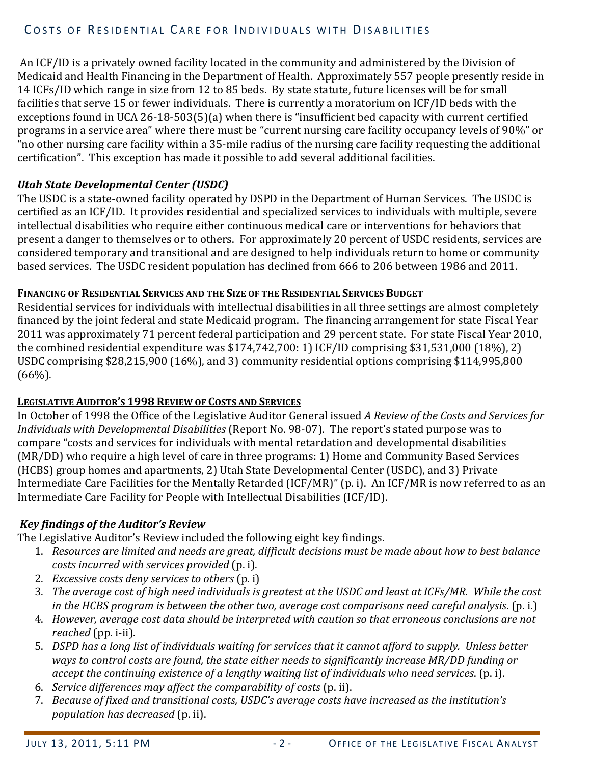An ICF/ID is a privately owned facility located in the community and administered by the Division of Medicaid and Health Financing in the Department of Health. Approximately 557 people presently reside in 14 ICFs/ID which range in size from 12 to 85 beds. By state statute, future licenses will be for small facilities that serve 15 or fewer individuals. There is currently a moratorium on ICF/ID beds with the exceptions found in UCA 26-18-503(5)(a) when there is "insufficient bed capacity with current certified programs in a service area" where there must be "current nursing care facility occupancy levels of 90%" or "no other nursing care facility within a 35-mile radius of the nursing care facility requesting the additional certification". This exception has made it possible to add several additional facilities.

### *Utah State Developmental Center (USDC)*

The USDC is a state-owned facility operated by DSPD in the Department of Human Services. The USDC is certified as an ICF/ID. It provides residential and specialized services to individuals with multiple, severe intellectual disabilities who require either continuous medical care or interventions for behaviors that present a danger to themselves or to others. For approximately 20 percent of USDC residents, services are considered temporary and transitional and are designed to help individuals return to home or community based services. The USDC resident population has declined from 666 to 206 between 1986 and 2011.

## FINANCING OF RESIDENTIAL SERVICES AND THE SIZE OF THE RESIDENTIAL SERVICES BUDGET

Residential services for individuals with intellectual disabilities in all three settings are almost completely financed by the joint federal and state Medicaid program. The financing arrangement for state Fiscal Year 2011 was approximately 71 percent federal participation and 29 percent state. For state Fiscal Year 2010, the combined residential expenditure was $174,742,700: 1) ICF/ID comprising $31,531,000 (18%), 2) USDC comprising $28,215,900 (16%), and 3) community residential options comprising $114,995,800 (66%).

## LEGISLATIVE AUDITOR'S 1998 REVIEW OF COSTS AND SERVICES

In October of 1998 the Office of the Legislative Auditor General issued *A Review of the Costs and Services for Individuals with Developmental Disabilities* (Report No. 98-07). The report's stated purpose was to compare "costs and services for individuals with mental retardation and developmental disabilities (MR/DD) who require a high level of care in three programs: 1) Home and Community Based Services (HCBS) group homes and apartments, 2) Utah State Developmental Center (USDC), and 3) Private Intermediate Care Facilities for the Mentally Retarded (ICF/MR)" (p. i). An ICF/MR is now referred to as an Intermediate Care Facility for People with Intellectual Disabilities (ICF/ID).

### *Key findings of the Auditor's Review*

The Legislative Auditor's Review included the following eight key findings.

1. *Resources are limited and needs are great, difficult decisions must be made about how to best balance costs incurred with services provided* (p. i).
2. *Excessive costs deny services to others* (p. i)
3. *The average cost of high need individuals is greatest at the USDC and least at ICFs/MR. While the cost in the HCBS program is between the other two, average cost comparisons need careful analysis.* (p. i.)
4. *However, average cost data should be interpreted with caution so that erroneous conclusions are not reached* (pp. i-ii).
5. *DSPD has a long list of individuals waiting for services that it cannot afford to supply. Unless better ways to control costs are found, the state either needs to significantly increase MR/DD funding or accept the continuing existence of a lengthy waiting list of individuals who need services.* (p. i).
6. *Service differences may affect the comparability of costs* (p. ii).
7. *Because of fixed and transitional costs, USDC's average costs have increased as the institution's population has decreased* (p. ii).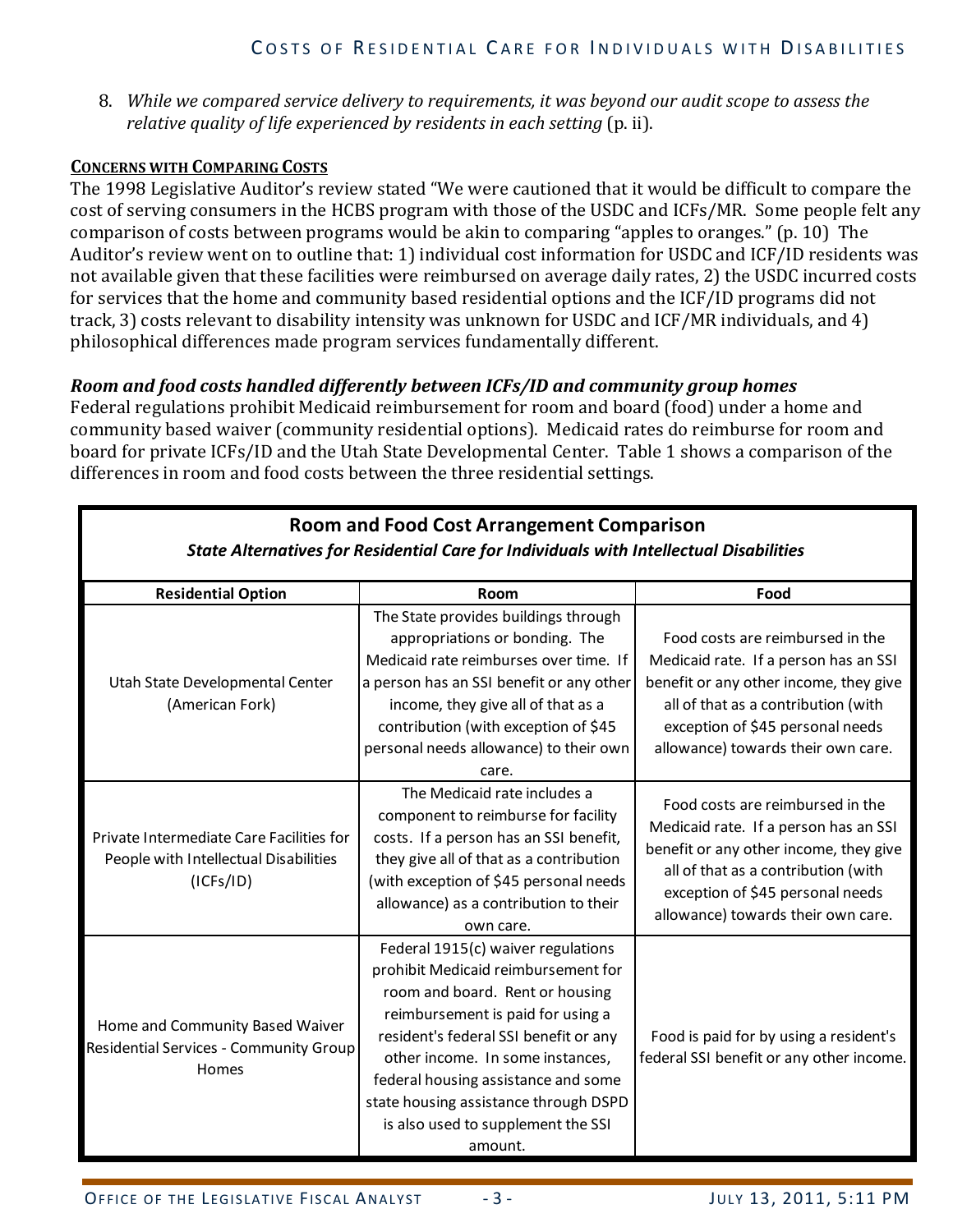8. *While we compared service delivery to requirements, it was beyond our audit scope to assess the relative quality of life experienced by residents in each setting* (p. ii).

**CONCERNS WITH COMPARING COSTS**

The 1998 Legislative Auditor's review stated "We were cautioned that it would be difficult to compare the cost of serving consumers in the HCBS program with those of the USDC and ICFs/MR. Some people felt any comparison of costs between programs would be akin to comparing "apples to oranges." (p. 10) The Auditor's review went on to outline that: 1) individual cost information for USDC and ICF/ID residents was not available given that these facilities were reimbursed on average daily rates, 2) the USDC incurred costs for services that the home and community based residential options and the ICF/ID programs did not track, 3) costs relevant to disability intensity was unknown for USDC and ICF/MR individuals, and 4) philosophical differences made program services fundamentally different.

***Room and food costs handled differently between ICFs/ID and community group homes***

Federal regulations prohibit Medicaid reimbursement for room and board (food) under a home and community based waiver (community residential options). Medicaid rates do reimburse for room and board for private ICFs/ID and the Utah State Developmental Center. Table 1 shows a comparison of the differences in room and food costs between the three residential settings.

**Room and Food Cost Arrangement Comparison**

***State Alternatives for Residential Care for Individuals with Intellectual Disabilities***

| Residential Option | Room | Food |
|---|---|---|
| Utah State Developmental Center (American Fork) | The State provides buildings through appropriations or bonding. The Medicaid rate reimburses over time. If a person has an SSI benefit or any other income, they give all of that as a contribution (with exception of $45 personal needs allowance) to their own care. | Food costs are reimbursed in the Medicaid rate. If a person has an SSI benefit or any other income, they give all of that as a contribution (with exception of $45 personal needs allowance) towards their own care. |
| Private Intermediate Care Facilities for People with Intellectual Disabilities (ICFs/ID) | The Medicaid rate includes a component to reimburse for facility costs. If a person has an SSI benefit, they give all of that as a contribution (with exception of $45 personal needs allowance) as a contribution to their own care. | Food costs are reimbursed in the Medicaid rate. If a person has an SSI benefit or any other income, they give all of that as a contribution (with exception of $45 personal needs allowance) towards their own care. |
| Home and Community Based Waiver Residential Services - Community Group Homes | Federal 1915(c) waiver regulations prohibit Medicaid reimbursement for room and board. Rent or housing reimbursement is paid for using a resident's federal SSI benefit or any other income. In some instances, federal housing assistance and some state housing assistance through DSPD is also used to supplement the SSI amount. | Food is paid for by using a resident's federal SSI benefit or any other income. |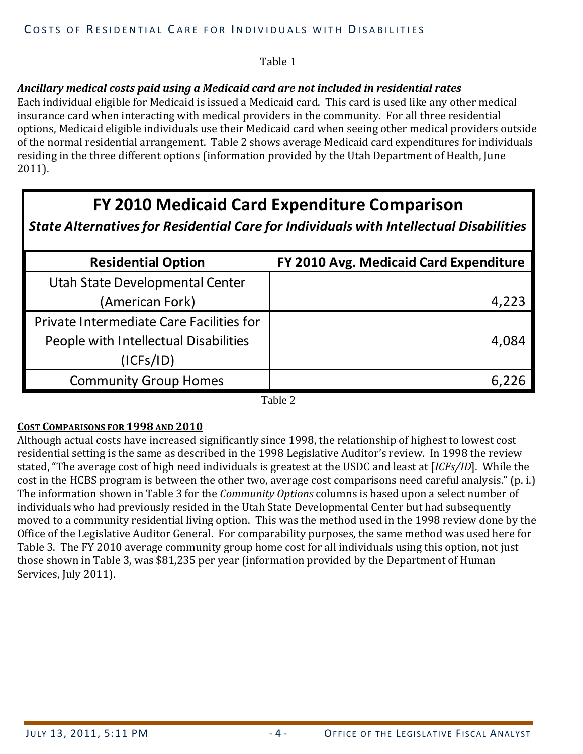Table 1

***Ancillary medical costs paid using a Medicaid card are not included in residential rates***

Each individual eligible for Medicaid is issued a Medicaid card. This card is used like any other medical insurance card when interacting with medical providers in the community. For all three residential options, Medicaid eligible individuals use their Medicaid card when seeing other medical providers outside of the normal residential arrangement. Table 2 shows average Medicaid card expenditures for individuals residing in the three different options (information provided by the Utah Department of Health, June 2011).

**FY 2010 Medicaid Card Expenditure Comparison**

***State Alternatives for Residential Care for Individuals with Intellectual Disabilities***

| Residential Option | FY 2010 Avg. Medicaid Card Expenditure |
|---|---|
| Utah State Developmental Center (American Fork) | 4,223 |
| Private Intermediate Care Facilities for People with Intellectual Disabilities (ICFs/ID) | 4,084 |
| Community Group Homes | 6,226 |

Table 2

**Cost Comparisons for 1998 and 2010**

Although actual costs have increased significantly since 1998, the relationship of highest to lowest cost residential setting is the same as described in the 1998 Legislative Auditor's review. In 1998 the review stated, "The average cost of high need individuals is greatest at the USDC and least at [*ICFs/ID*]. While the cost in the HCBS program is between the other two, average cost comparisons need careful analysis." (p. i.) The information shown in Table 3 for the *Community Options* columns is based upon a select number of individuals who had previously resided in the Utah State Developmental Center but had subsequently moved to a community residential living option. This was the method used in the 1998 review done by the Office of the Legislative Auditor General. For comparability purposes, the same method was used here for Table 3. The FY 2010 average community group home cost for all individuals using this option, not just those shown in Table 3, was $81,235 per year (information provided by the Department of Human Services, July 2011).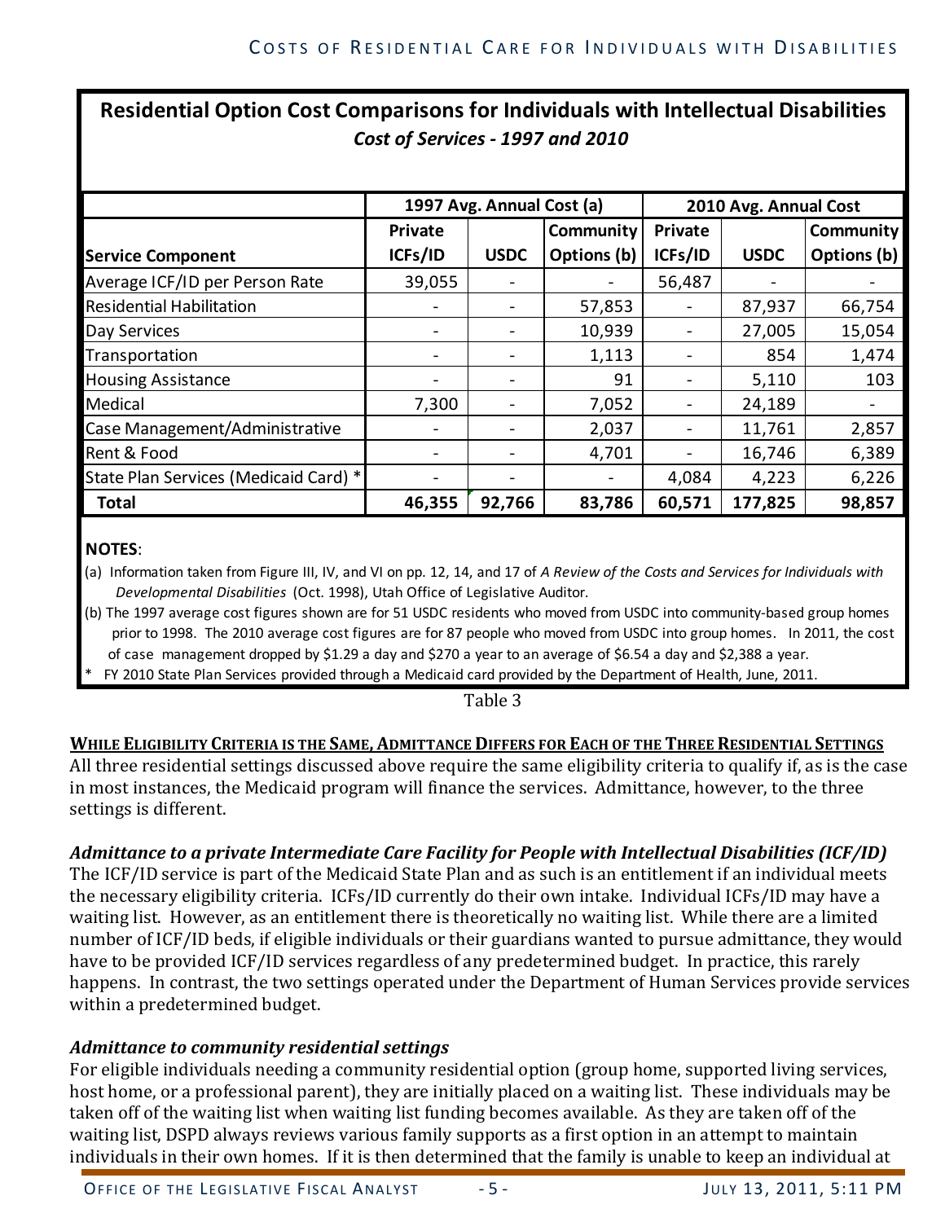## Residential Option Cost Comparisons for Individuals with Intellectual Disabilities

*Cost of Services - 1997 and 2010*

| | 1997 Avg. Annual Cost (a) | | | 2010 Avg. Annual Cost | | |
|---|---|---|---|---|---|---|
| **Service Component** | **Private ICFs/ID** | **USDC** | **Community Options (b)** | **Private ICFs/ID** | **USDC** | **Community Options (b)** |
| Average ICF/ID per Person Rate | 39,055 | - | - | 56,487 | - | - |
| Residential Habilitation | - | - | 57,853 | - | 87,937 | 66,754 |
| Day Services | - | - | 10,939 | - | 27,005 | 15,054 |
| Transportation | - | - | 1,113 | - | 854 | 1,474 |
| Housing Assistance | - | - | 91 | - | 5,110 | 103 |
| Medical | 7,300 | - | 7,052 | - | 24,189 | - |
| Case Management/Administrative | - | - | 2,037 | - | 11,761 | 2,857 |
| Rent & Food | - | - | 4,701 | - | 16,746 | 6,389 |
| State Plan Services (Medicaid Card) * | - | - | - | 4,084 | 4,223 | 6,226 |
| **Total** | **46,355** | **92,766** | **83,786** | **60,571** | **177,825** | **98,857** |

**NOTES**:

(a) Information taken from Figure III, IV, and VI on pp. 12, 14, and 17 of *A Review of the Costs and Services for Individuals with Developmental Disabilities* (Oct. 1998), Utah Office of Legislative Auditor.

(b) The 1997 average cost figures shown are for 51 USDC residents who moved from USDC into community-based group homes prior to 1998. The 2010 average cost figures are for 87 people who moved from USDC into group homes. In 2011, the cost of case management dropped by $1.29 a day and $270 a year to an average of $6.54 a day and $2,388 a year.

\* FY 2010 State Plan Services provided through a Medicaid card provided by the Department of Health, June, 2011.

Table 3

### While Eligibility Criteria is the Same, Admittance Differs for Each of the Three Residential Settings

All three residential settings discussed above require the same eligibility criteria to qualify if, as is the case in most instances, the Medicaid program will finance the services. Admittance, however, to the three settings is different.

#### *Admittance to a private Intermediate Care Facility for People with Intellectual Disabilities (ICF/ID)*

The ICF/ID service is part of the Medicaid State Plan and as such is an entitlement if an individual meets the necessary eligibility criteria. ICFs/ID currently do their own intake. Individual ICFs/ID may have a waiting list. However, as an entitlement there is theoretically no waiting list. While there are a limited number of ICF/ID beds, if eligible individuals or their guardians wanted to pursue admittance, they would have to be provided ICF/ID services regardless of any predetermined budget. In practice, this rarely happens. In contrast, the two settings operated under the Department of Human Services provide services within a predetermined budget.

#### *Admittance to community residential settings*

For eligible individuals needing a community residential option (group home, supported living services, host home, or a professional parent), they are initially placed on a waiting list. These individuals may be taken off of the waiting list when waiting list funding becomes available. As they are taken off of the waiting list, DSPD always reviews various family supports as a first option in an attempt to maintain individuals in their own homes. If it is then determined that the family is unable to keep an individual at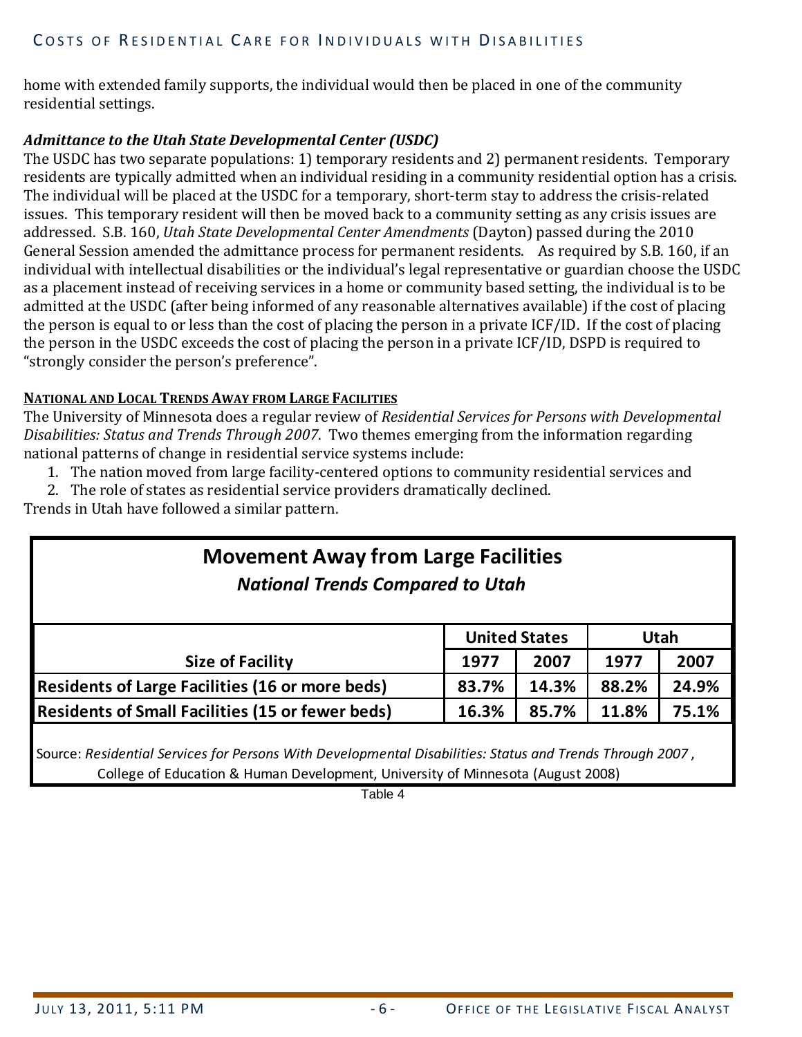home with extended family supports, the individual would then be placed in one of the community residential settings.

### *Admittance to the Utah State Developmental Center (USDC)*

The USDC has two separate populations: 1) temporary residents and 2) permanent residents. Temporary residents are typically admitted when an individual residing in a community residential option has a crisis. The individual will be placed at the USDC for a temporary, short-term stay to address the crisis-related issues. This temporary resident will then be moved back to a community setting as any crisis issues are addressed. S.B. 160, *Utah State Developmental Center Amendments* (Dayton) passed during the 2010 General Session amended the admittance process for permanent residents. As required by S.B. 160, if an individual with intellectual disabilities or the individual's legal representative or guardian choose the USDC as a placement instead of receiving services in a home or community based setting, the individual is to be admitted at the USDC (after being informed of any reasonable alternatives available) if the cost of placing the person is equal to or less than the cost of placing the person in a private ICF/ID. If the cost of placing the person in the USDC exceeds the cost of placing the person in a private ICF/ID, DSPD is required to "strongly consider the person's preference".

## NATIONAL AND LOCAL TRENDS AWAY FROM LARGE FACILITIES

The University of Minnesota does a regular review of *Residential Services for Persons with Developmental Disabilities: Status and Trends Through 2007*. Two themes emerging from the information regarding national patterns of change in residential service systems include:

1. The nation moved from large facility-centered options to community residential services and
2. The role of states as residential service providers dramatically declined.

Trends in Utah have followed a similar pattern.

**Movement Away from Large Facilities**

***National Trends Compared to Utah***

| | United States | | Utah | |
|---|---|---|---|---|
| **Size of Facility** | **1977** | **2007** | **1977** | **2007** |
| **Residents of Large Facilities (16 or more beds)** | **83.7%** | **14.3%** | **88.2%** | **24.9%** |
| **Residents of Small Facilities (15 or fewer beds)** | **16.3%** | **85.7%** | **11.8%** | **75.1%** |

Source: *Residential Services for Persons With Developmental Disabilities: Status and Trends Through 2007*, College of Education & Human Development, University of Minnesota (August 2008)

Table 4